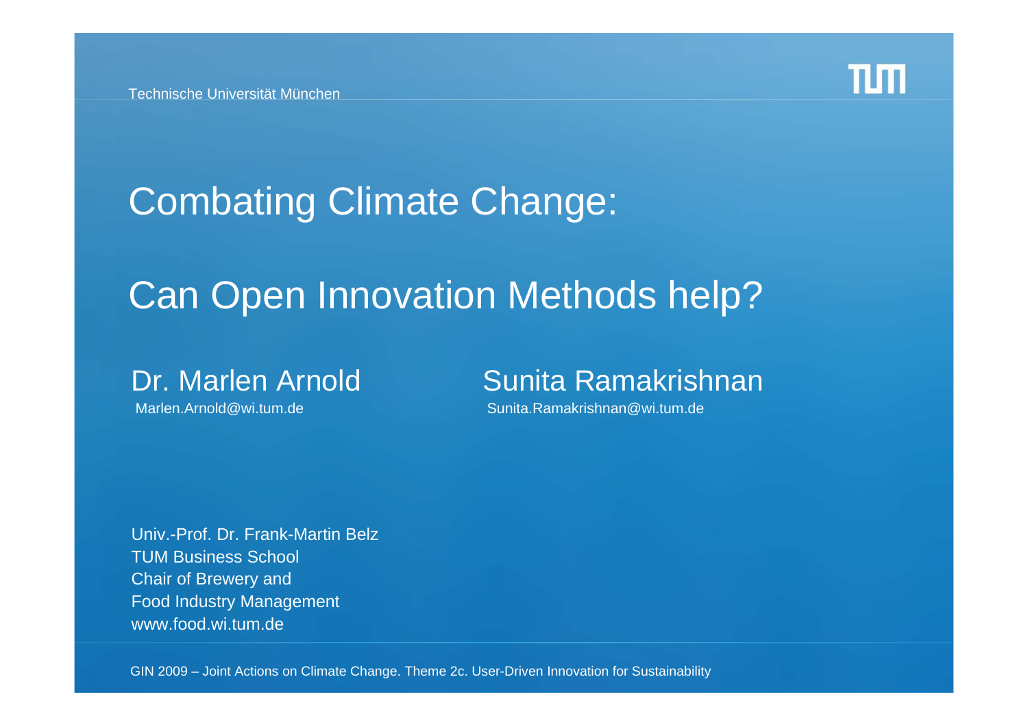Technische Universität München

# Combating Climate Change:

# Can Open Innovation Methods help?

**Dr. Marlen Arnold**
Marlen.Arnold@wi.tum.de

**Sunita Ramakrishnan**
Sunita.Ramakrishnan@wi.tum.de

Univ.-Prof. Dr. Frank-Martin Belz
TUM Business School
Chair of Brewery and
Food Industry Management
www.food.wi.tum.de

GIN 2009 – Joint Actions on Climate Change. Theme 2c. User-Driven Innovation for Sustainability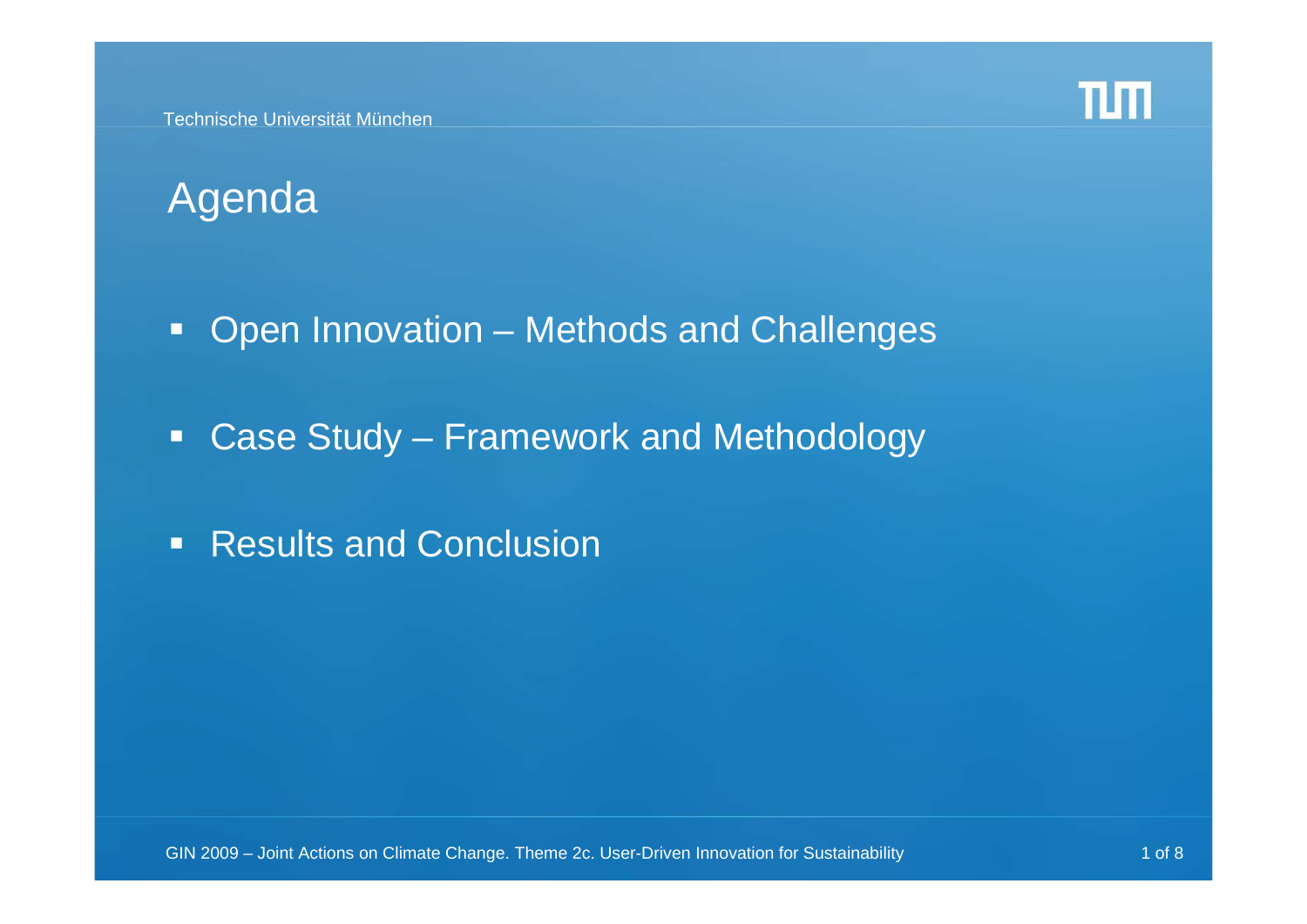# Agenda

- Open Innovation – Methods and Challenges
- Case Study – Framework and Methodology
- Results and Conclusion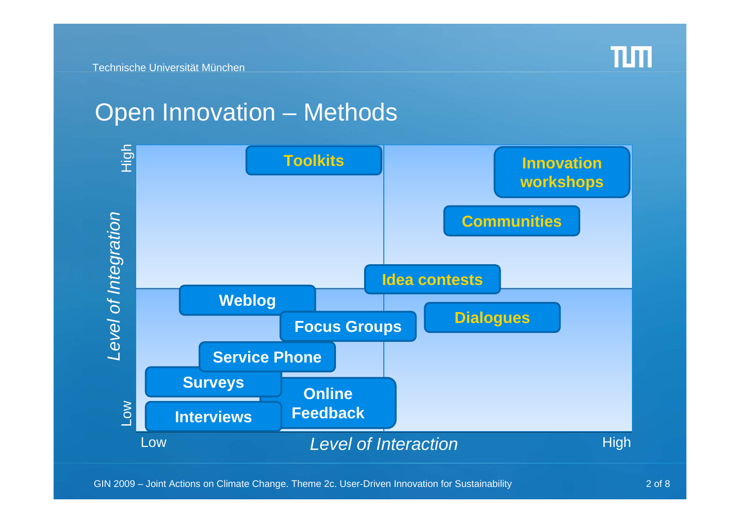# Open Innovation – Methods

*Level of Integration* (Low → High) vs. *Level of Interaction* (Low → High)

- Toolkits
- Innovation workshops
- Communities
- Idea contests
- Weblog
- Focus Groups
- Dialogues
- Service Phone
- Surveys
- Online Feedback
- Interviews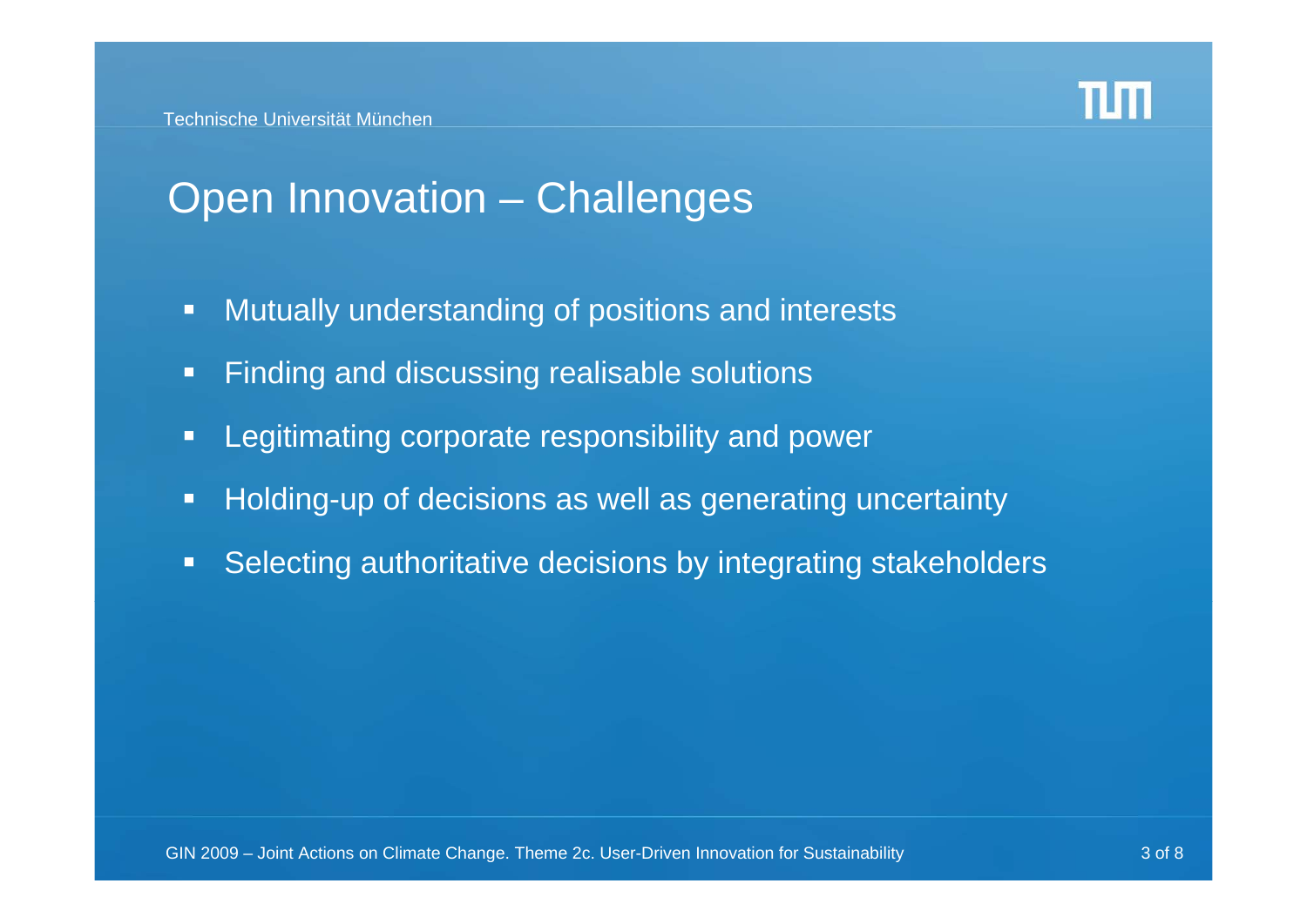# Open Innovation – Challenges

- Mutually understanding of positions and interests
- Finding and discussing realisable solutions
- Legitimating corporate responsibility and power
- Holding-up of decisions as well as generating uncertainty
- Selecting authoritative decisions by integrating stakeholders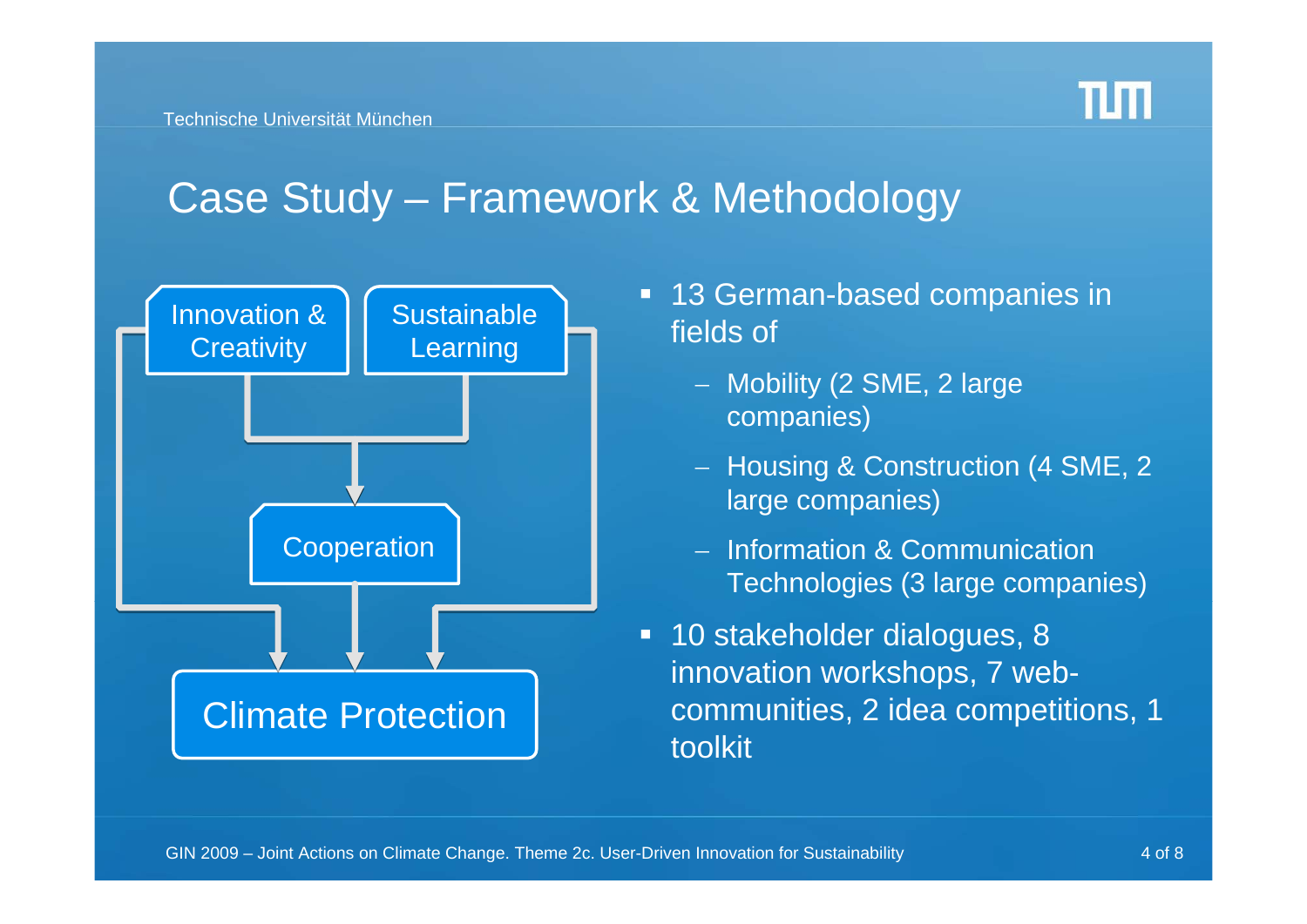# Case Study – Framework & Methodology

Innovation & Creativity

Sustainable Learning

Cooperation

Climate Protection

- 13 German-based companies in fields of
  - Mobility (2 SME, 2 large companies)
  - Housing & Construction (4 SME, 2 large companies)
  - Information & Communication Technologies (3 large companies)
- 10 stakeholder dialogues, 8 innovation workshops, 7 web-communities, 2 idea competitions, 1 toolkit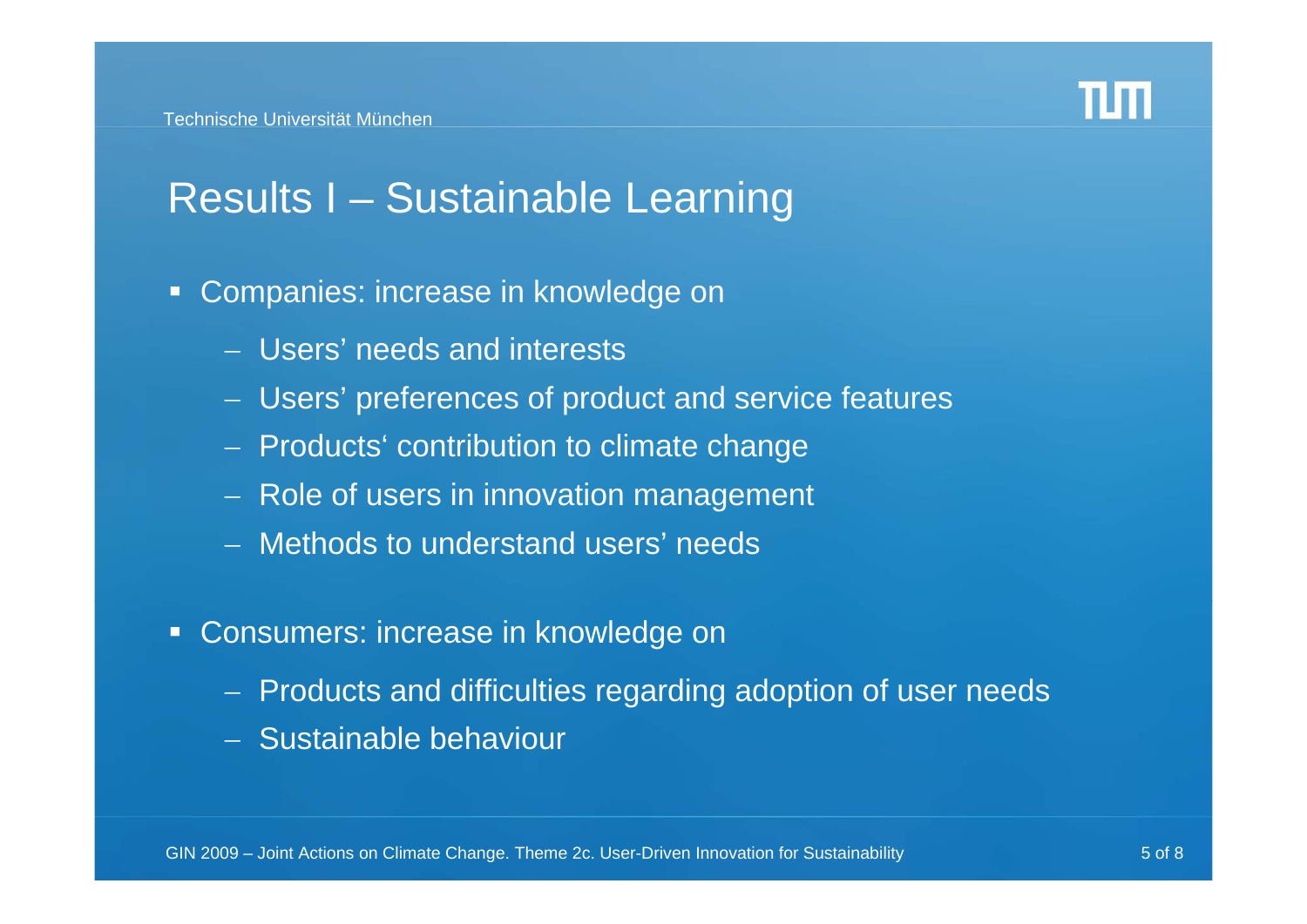# Results I – Sustainable Learning

- Companies: increase in knowledge on
  - Users' needs and interests
  - Users' preferences of product and service features
  - Products' contribution to climate change
  - Role of users in innovation management
  - Methods to understand users' needs

- Consumers: increase in knowledge on
  - Products and difficulties regarding adoption of user needs
  - Sustainable behaviour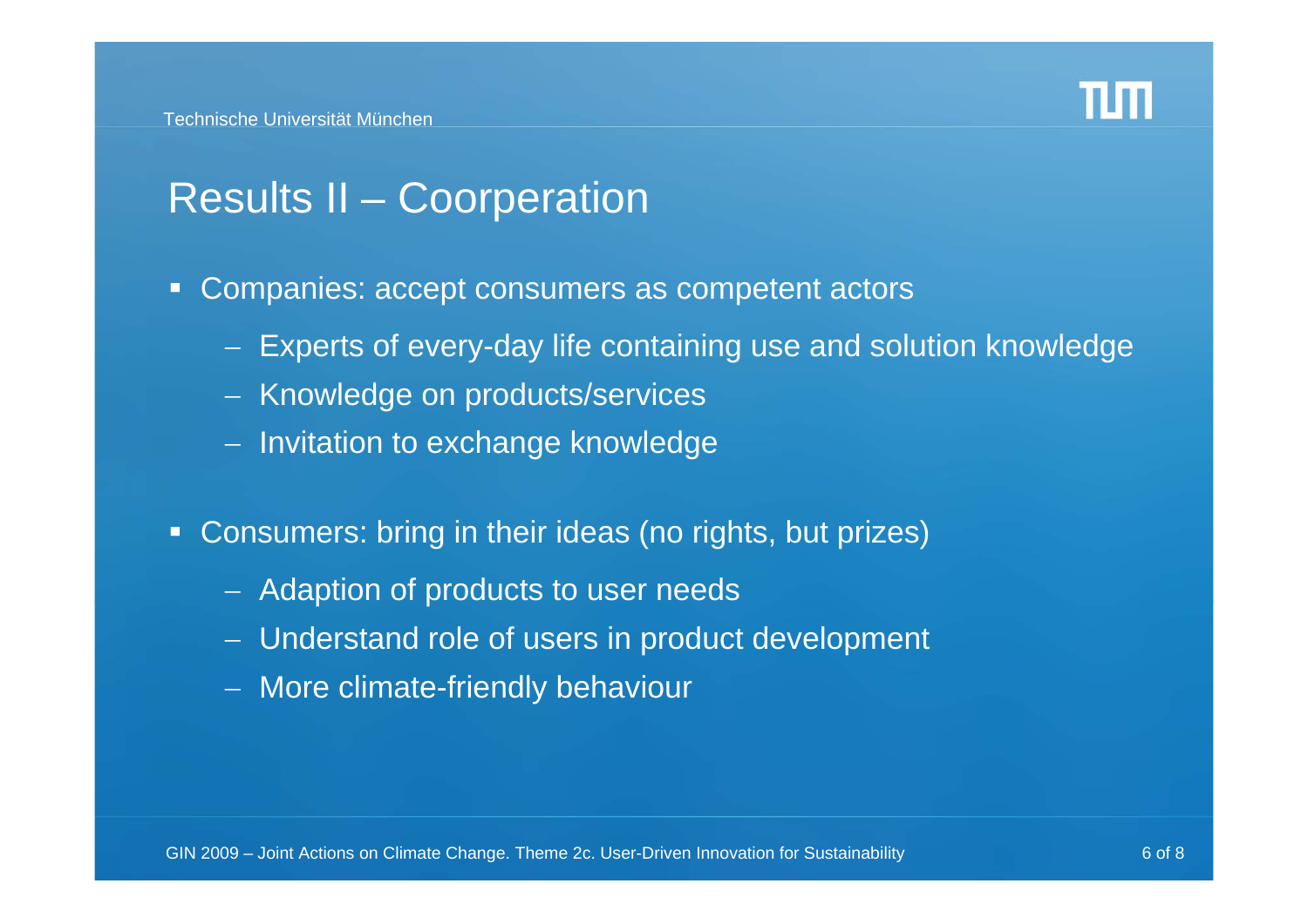# Results II – Coorperation

- Companies: accept consumers as competent actors
  - Experts of every-day life containing use and solution knowledge
  - Knowledge on products/services
  - Invitation to exchange knowledge

- Consumers: bring in their ideas (no rights, but prizes)
  - Adaption of products to user needs
  - Understand role of users in product development
  - More climate-friendly behaviour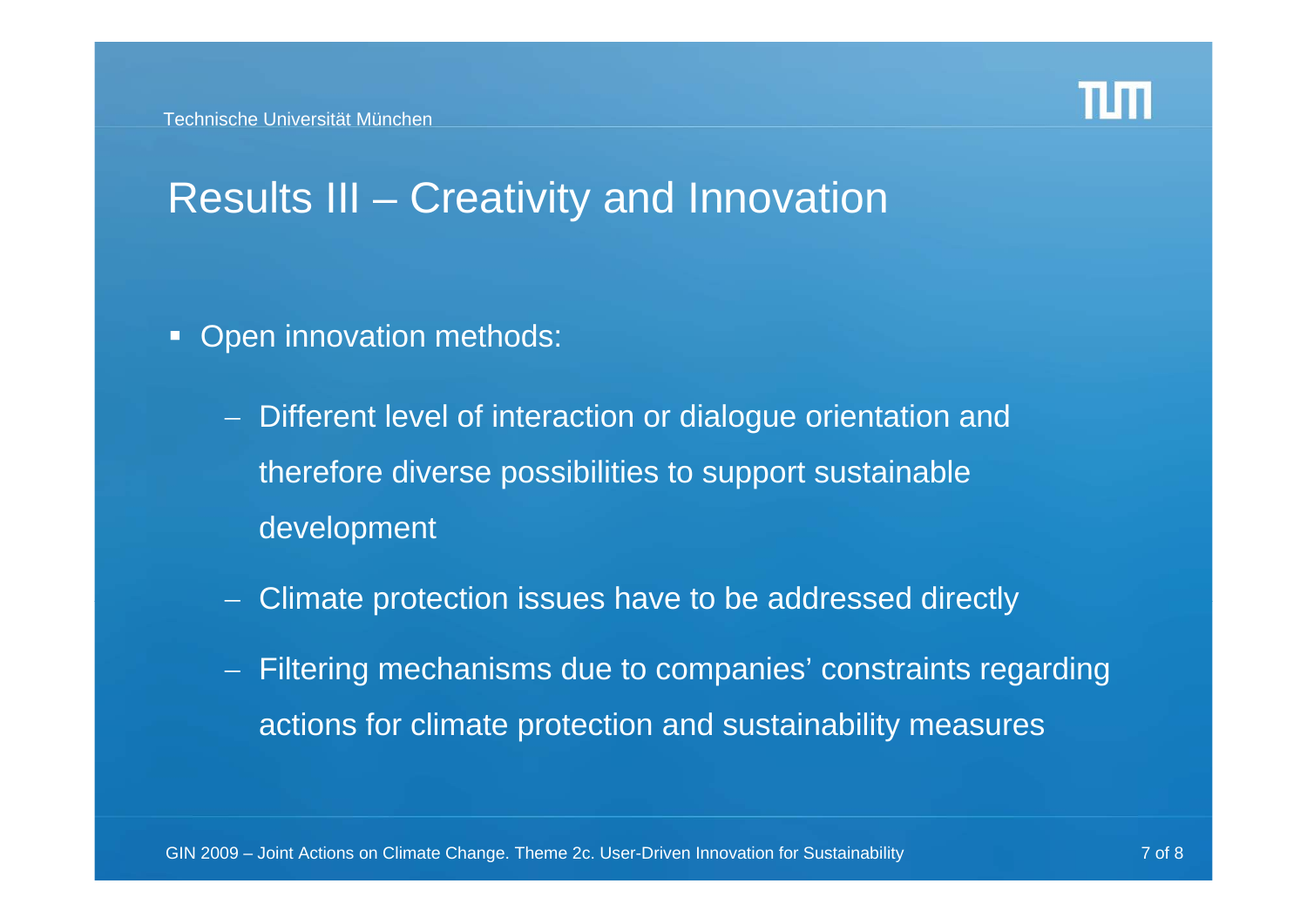# Results III – Creativity and Innovation

- Open innovation methods:
  - Different level of interaction or dialogue orientation and therefore diverse possibilities to support sustainable development
  - Climate protection issues have to be addressed directly
  - Filtering mechanisms due to companies' constraints regarding actions for climate protection and sustainability measures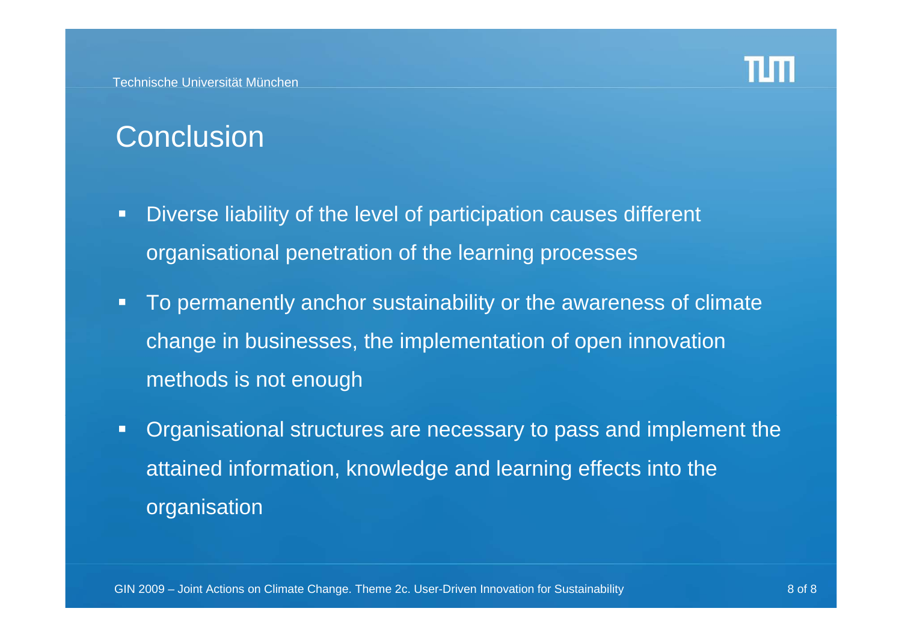## Conclusion

- Diverse liability of the level of participation causes different organisational penetration of the learning processes
- To permanently anchor sustainability or the awareness of climate change in businesses, the implementation of open innovation methods is not enough
- Organisational structures are necessary to pass and implement the attained information, knowledge and learning effects into the organisation